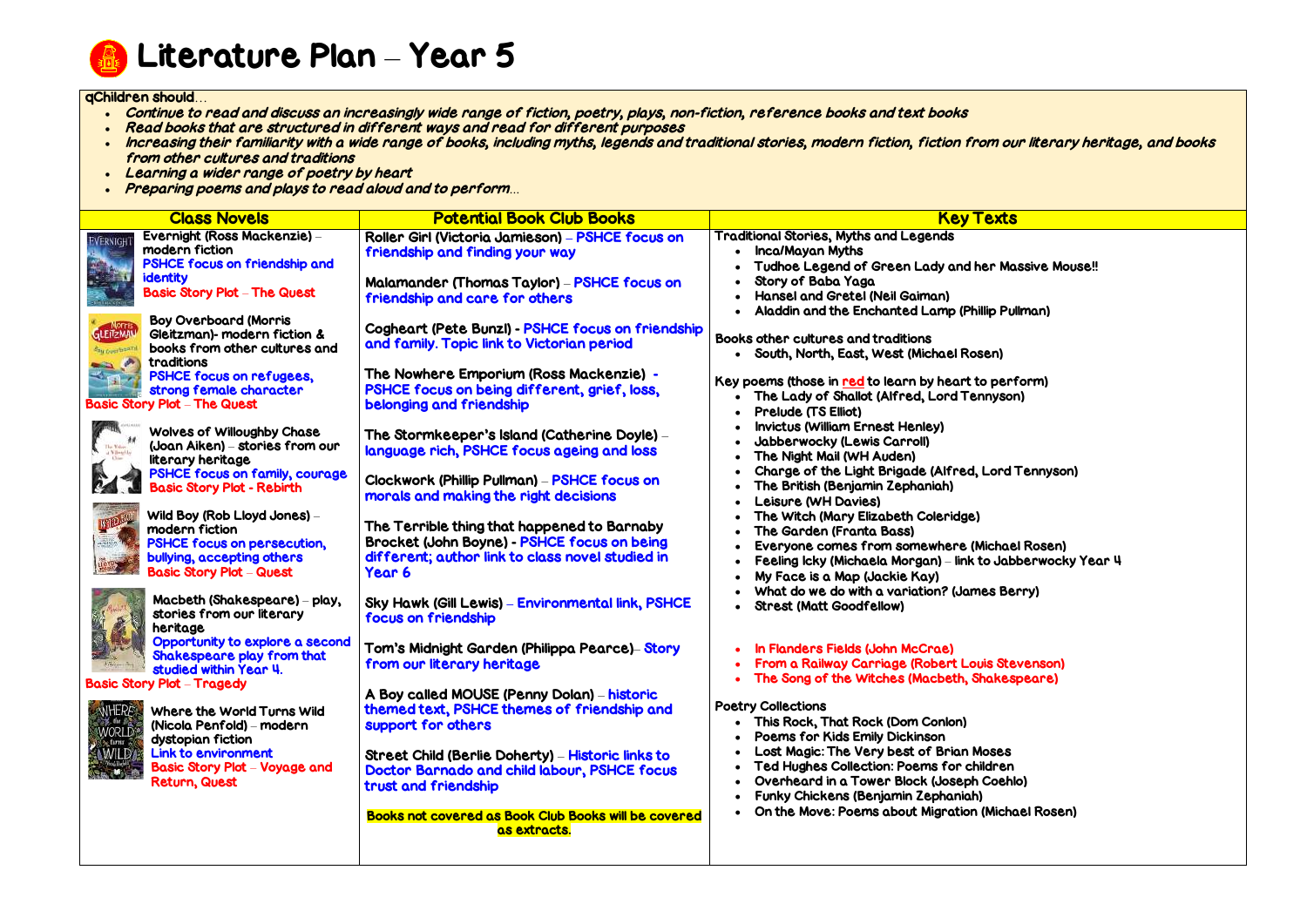# Literature Plan – Year 5

qChildren should…

- *Continue to read and discuss an increasingly wide range of fiction, poetry, plays, non-fiction, reference books and text books*
- *Read books that are structured in different ways and read for different purposes*
- *Increasing their familiarity with a wide range of books, including myths, legends and traditional stories, modern fiction, fiction from our literary heritage, and books from other cultures and traditions*
- *Learning a wider range of poetry by heart*
- *Preparing poems and plays to read aloud and to perform…*

| Class Novels | Potential Book Club Books | Key Texts |
|---|---|---|
| Evernight (Ross Mackenzie) – modern fiction<br>PSHCE focus on friendship and identity<br>Basic Story Plot – The Quest<br><br>Boy Overboard (Morris Gleitzman)- modern fiction & books from other cultures and traditions<br>PSHCE focus on refugees, strong female character<br>Basic Story Plot – The Quest<br><br>Wolves of Willoughby Chase (Joan Aiken) – stories from our literary heritage<br>PSHCE focus on family, courage<br>Basic Story Plot - Rebirth<br><br>Wild Boy (Rob Lloyd Jones) – modern fiction<br>PSHCE focus on persecution, bullying, accepting others<br>Basic Story Plot – Quest<br><br>Macbeth (Shakespeare) – play, stories from our literary heritage<br>Opportunity to explore a second Shakespeare play from that studied within Year 4.<br>Basic Story Plot – Tragedy<br><br>Where the World Turns Wild (Nicola Penfold) – modern dystopian fiction<br>Link to environment<br>Basic Story Plot – Voyage and Return, Quest | Roller Girl (Victoria Jamieson) – PSHCE focus on friendship and finding your way<br><br>Malamander (Thomas Taylor) – PSHCE focus on friendship and care for others<br><br>Cogheart (Pete Bunzl) - PSHCE focus on friendship and family. Topic link to Victorian period<br><br>The Nowhere Emporium (Ross Mackenzie) - PSHCE focus on being different, grief, loss, belonging and friendship<br><br>The Stormkeeper's Island (Catherine Doyle) – language rich, PSHCE focus ageing and loss<br><br>Clockwork (Phillip Pullman) – PSHCE focus on morals and making the right decisions<br><br>The Terrible thing that happened to Barnaby Brocket (John Boyne) - PSHCE focus on being different; author link to class novel studied in Year 6<br><br>Sky Hawk (Gill Lewis) – Environmental link, PSHCE focus on friendship<br><br>Tom's Midnight Garden (Philippa Pearce)– Story from our literary heritage<br><br>A Boy called MOUSE (Penny Dolan) – historic themed text, PSHCE themes of friendship and support for others<br><br>Street Child (Berlie Doherty) – Historic links to Doctor Barnado and child labour, PSHCE focus trust and friendship<br><br>Books not covered as Book Club Books will be covered as extracts. | Traditional Stories, Myths and Legends<br>• Inca/Mayan Myths<br>• Tudhoe Legend of Green Lady and her Massive Mouse!!<br>• Story of Baba Yaga<br>• Hansel and Gretel (Neil Gaiman)<br>• Aladdin and the Enchanted Lamp (Phillip Pullman)<br><br>Books other cultures and traditions<br>• South, North, East, West (Michael Rosen)<br><br>Key poems (those in red to learn by heart to perform)<br>• The Lady of Shallot (Alfred, Lord Tennyson)<br>• Prelude (TS Elliot)<br>• Invictus (William Ernest Henley)<br>• Jabberwocky (Lewis Carroll)<br>• The Night Mail (WH Auden)<br>• Charge of the Light Brigade (Alfred, Lord Tennyson)<br>• The British (Benjamin Zephaniah)<br>• Leisure (WH Davies)<br>• The Witch (Mary Elizabeth Coleridge)<br>• The Garden (Franta Bass)<br>• Everyone comes from somewhere (Michael Rosen)<br>• Feeling Icky (Michaela Morgan) – link to Jabberwocky Year 4<br>• My Face is a Map (Jackie Kay)<br>• What do we do with a variation? (James Berry)<br>• Strest (Matt Goodfellow)<br><br>• In Flanders Fields (John McCrae)<br>• From a Railway Carriage (Robert Louis Stevenson)<br>• The Song of the Witches (Macbeth, Shakespeare)<br><br>Poetry Collections<br>• This Rock, That Rock (Dom Conlon)<br>• Poems for Kids Emily Dickinson<br>• Lost Magic: The Very best of Brian Moses<br>• Ted Hughes Collection: Poems for children<br>• Overheard in a Tower Block (Joseph Coehlo)<br>• Funky Chickens (Benjamin Zephaniah)<br>• On the Move: Poems about Migration (Michael Rosen) |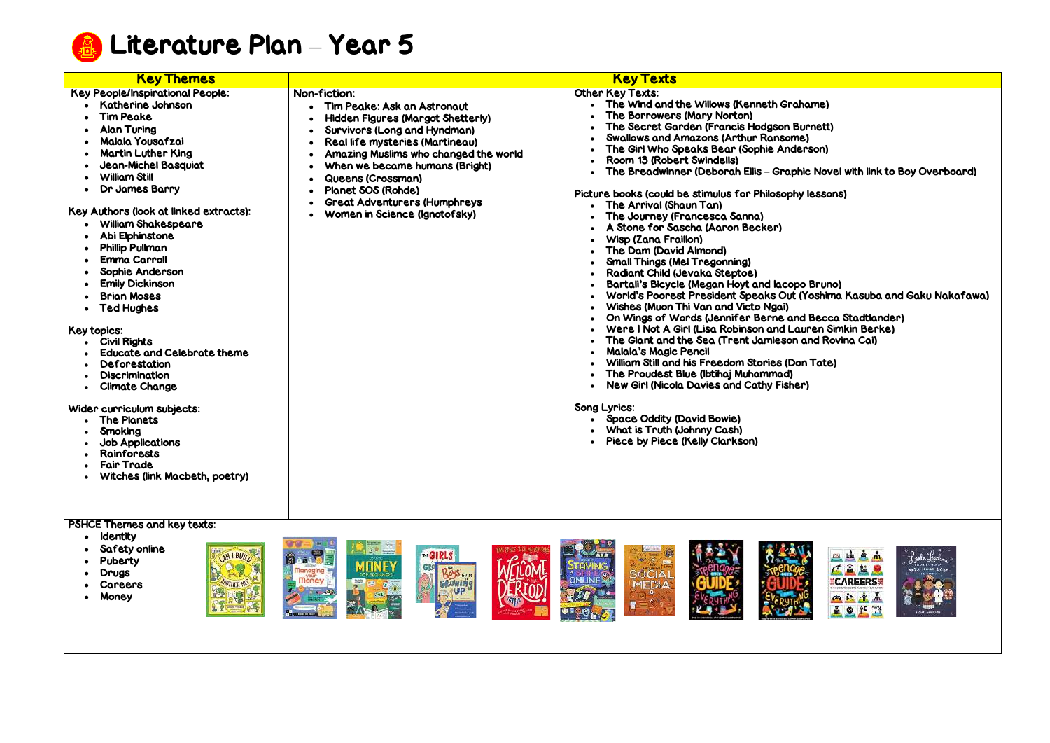# Literature Plan – Year 5

## Key Themes

**Key People/Inspirational People:**
- Katherine Johnson
- Tim Peake
- Alan Turing
- Malala Yousafzai
- Martin Luther King
- Jean-Michel Basquiat
- William Still
- Dr James Barry

**Key Authors (look at linked extracts):**
- William Shakespeare
- Abi Elphinstone
- Phillip Pullman
- Emma Carroll
- Sophie Anderson
- Emily Dickinson
- Brian Moses
- Ted Hughes

**Key topics:**
- Civil Rights
- Educate and Celebrate theme
- Deforestation
- Discrimination
- Climate Change

**Wider curriculum subjects:**
- The Planets
- Smoking
- Job Applications
- Rainforests
- Fair Trade
- Witches (link Macbeth, poetry)

## Key Texts

**Non-fiction:**
- Tim Peake: Ask an Astronaut
- Hidden Figures (Margot Shetterly)
- Survivors (Long and Hyndman)
- Real life mysteries (Martineau)
- Amazing Muslims who changed the world
- When we became humans (Bright)
- Queens (Crossman)
- Planet SOS (Rohde)
- Great Adventurers (Humphreys
- Women in Science (Ignotofsky)

**Other Key Texts:**
- The Wind and the Willows (Kenneth Grahame)
- The Borrowers (Mary Norton)
- The Secret Garden (Francis Hodgson Burnett)
- Swallows and Amazons (Arthur Ransome)
- The Girl Who Speaks Bear (Sophie Anderson)
- Room 13 (Robert Swindells)
- The Breadwinner (Deborah Ellis – Graphic Novel with link to Boy Overboard)

**Picture books (could be stimulus for Philosophy lessons)**
- The Arrival (Shaun Tan)
- The Journey (Francesca Sanna)
- A Stone for Sascha (Aaron Becker)
- Wisp (Zana Fraillon)
- The Dam (David Almond)
- Small Things (Mel Tregonning)
- Radiant Child (Jevaka Steptoe)
- Bartali's Bicycle (Megan Hoyt and Iacopo Bruno)
- World's Poorest President Speaks Out (Yoshima Kasuba and Gaku Nakafawa)
- Wishes (Muon Thi Van and Victo Ngai)
- On Wings of Words (Jennifer Berne and Becca Stadtlander)
- Were I Not A Girl (Lisa Robinson and Lauren Simkin Berke)
- The Giant and the Sea (Trent Jamieson and Rovina Cai)
- Malala's Magic Pencil
- William Still and his Freedom Stories (Don Tate)
- The Proudest Blue (Ibtihaj Muhammad)
- New Girl (Nicola Davies and Cathy Fisher)

**Song Lyrics:**
- Space Oddity (David Bowie)
- What is Truth (Johnny Cash)
- Piece by Piece (Kelly Clarkson)

**PSHCE Themes and key texts:**
- Identity
- Safety online
- Puberty
- Drugs
- Careers
- Money